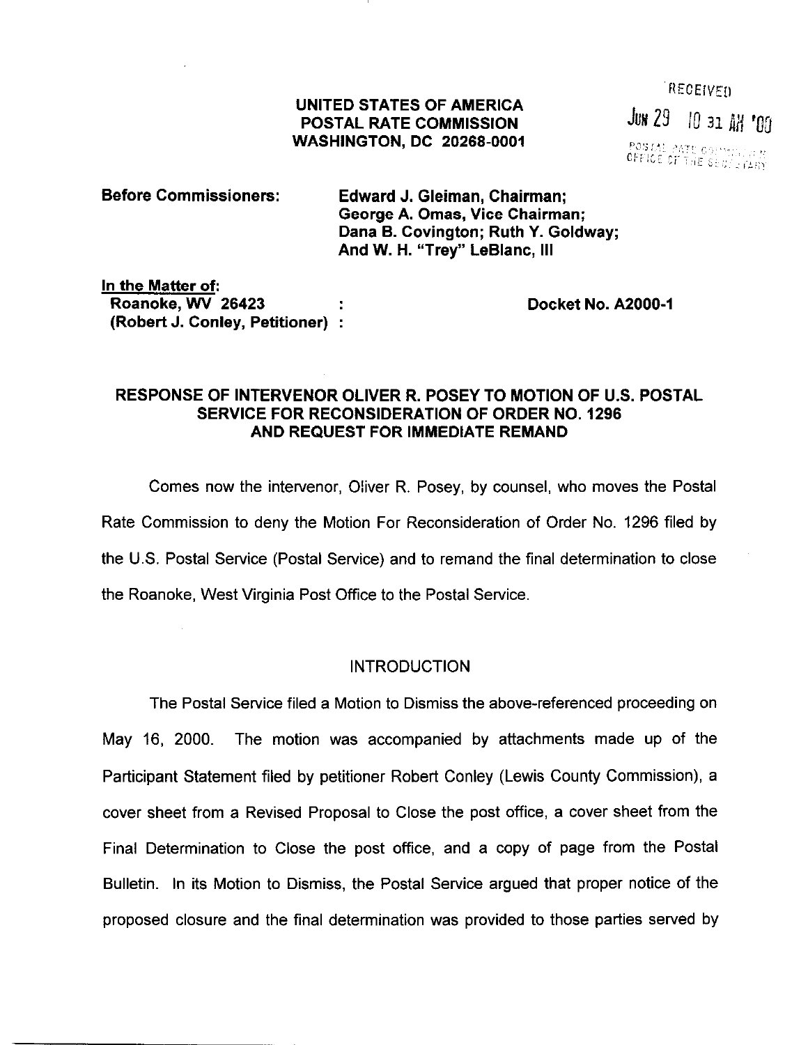RECEIVED

JUN 29 10 31 AM '00

POSTAL RATE COMMISSION
OFFICE OF THE SECRETARY

**UNITED STATES OF AMERICA**
**POSTAL RATE COMMISSION**
**WASHINGTON, DC 20268-0001**

**Before Commissioners:** **Edward J. Gleiman, Chairman; George A. Omas, Vice Chairman; Dana B. Covington; Ruth Y. Goldway; And W. H. "Trey" LeBlanc, III**

**In the Matter of:**
**Roanoke, WV 26423** :
**(Robert J. Conley, Petitioner)** :

**Docket No. A2000-1**

**RESPONSE OF INTERVENOR OLIVER R. POSEY TO MOTION OF U.S. POSTAL SERVICE FOR RECONSIDERATION OF ORDER NO. 1296 AND REQUEST FOR IMMEDIATE REMAND**

Comes now the intervenor, Oliver R. Posey, by counsel, who moves the Postal Rate Commission to deny the Motion For Reconsideration of Order No. 1296 filed by the U.S. Postal Service (Postal Service) and to remand the final determination to close the Roanoke, West Virginia Post Office to the Postal Service.

## INTRODUCTION

The Postal Service filed a Motion to Dismiss the above-referenced proceeding on May 16, 2000. The motion was accompanied by attachments made up of the Participant Statement filed by petitioner Robert Conley (Lewis County Commission), a cover sheet from a Revised Proposal to Close the post office, a cover sheet from the Final Determination to Close the post office, and a copy of page from the Postal Bulletin. In its Motion to Dismiss, the Postal Service argued that proper notice of the proposed closure and the final determination was provided to those parties served by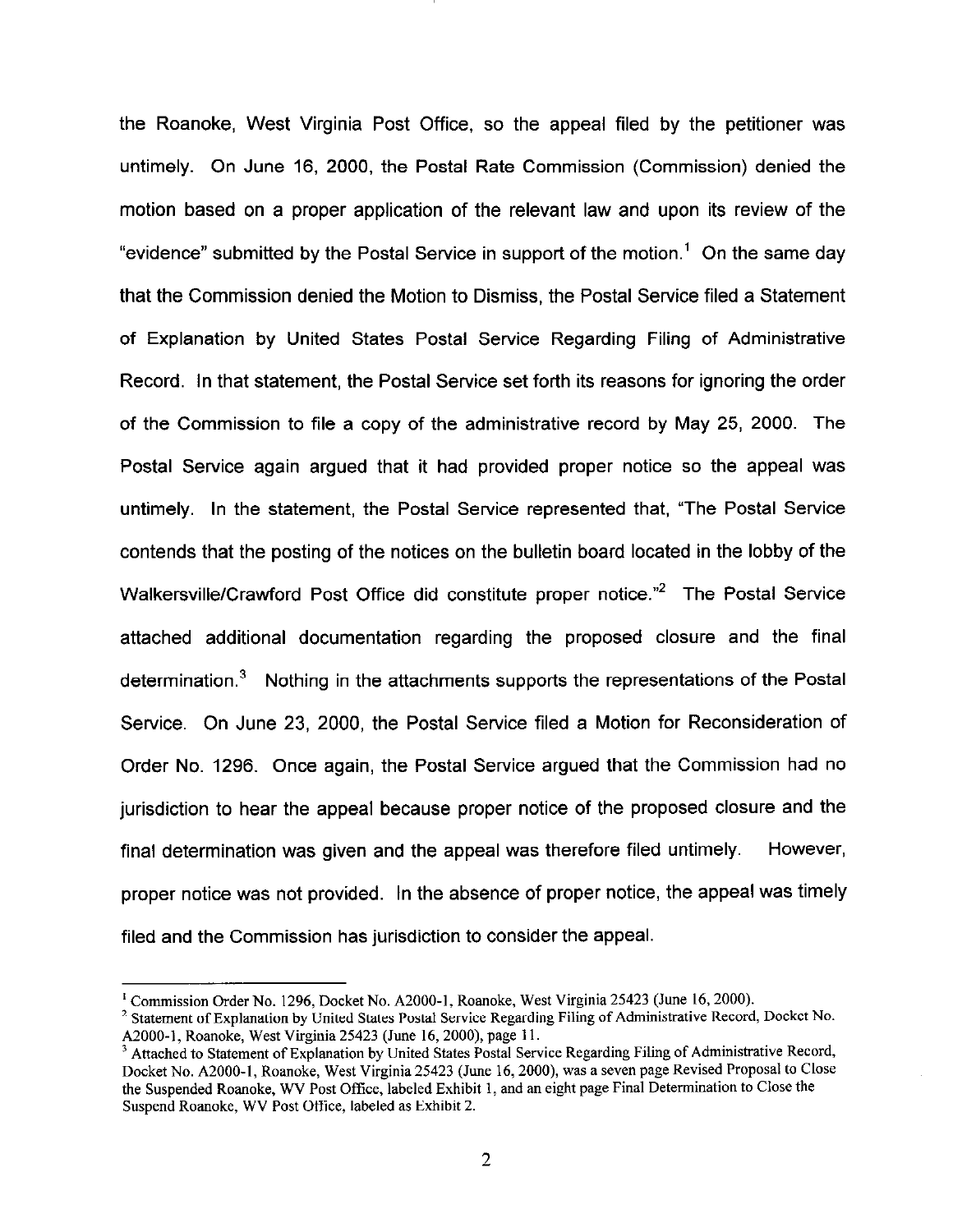the Roanoke, West Virginia Post Office, so the appeal filed by the petitioner was untimely. On June 16, 2000, the Postal Rate Commission (Commission) denied the motion based on a proper application of the relevant law and upon its review of the "evidence" submitted by the Postal Service in support of the motion.[1] On the same day that the Commission denied the Motion to Dismiss, the Postal Service filed a Statement of Explanation by United States Postal Service Regarding Filing of Administrative Record. In that statement, the Postal Service set forth its reasons for ignoring the order of the Commission to file a copy of the administrative record by May 25, 2000. The Postal Service again argued that it had provided proper notice so the appeal was untimely. In the statement, the Postal Service represented that, "The Postal Service contends that the posting of the notices on the bulletin board located in the lobby of the Walkersville/Crawford Post Office did constitute proper notice."[2] The Postal Service attached additional documentation regarding the proposed closure and the final determination.[3] Nothing in the attachments supports the representations of the Postal Service. On June 23, 2000, the Postal Service filed a Motion for Reconsideration of Order No. 1296. Once again, the Postal Service argued that the Commission had no jurisdiction to hear the appeal because proper notice of the proposed closure and the final determination was given and the appeal was therefore filed untimely. However, proper notice was not provided. In the absence of proper notice, the appeal was timely filed and the Commission has jurisdiction to consider the appeal.

---

[1] Commission Order No. 1296, Docket No. A2000-1, Roanoke, West Virginia 25423 (June 16, 2000).

[2] Statement of Explanation by United States Postal Service Regarding Filing of Administrative Record, Docket No. A2000-1, Roanoke, West Virginia 25423 (June 16, 2000), page 11.

[3] Attached to Statement of Explanation by United States Postal Service Regarding Filing of Administrative Record, Docket No. A2000-1, Roanoke, West Virginia 25423 (June 16, 2000), was a seven page Revised Proposal to Close the Suspended Roanoke, WV Post Office, labeled Exhibit 1, and an eight page Final Determination to Close the Suspend Roanoke, WV Post Office, labeled as Exhibit 2.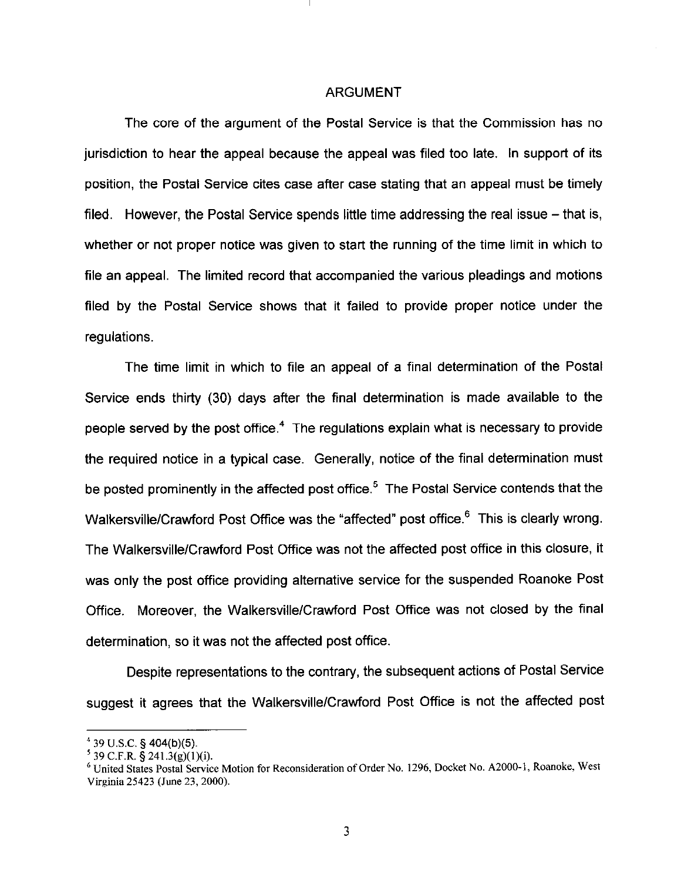## ARGUMENT

The core of the argument of the Postal Service is that the Commission has no jurisdiction to hear the appeal because the appeal was filed too late. In support of its position, the Postal Service cites case after case stating that an appeal must be timely filed. However, the Postal Service spends little time addressing the real issue – that is, whether or not proper notice was given to start the running of the time limit in which to file an appeal. The limited record that accompanied the various pleadings and motions filed by the Postal Service shows that it failed to provide proper notice under the regulations.

The time limit in which to file an appeal of a final determination of the Postal Service ends thirty (30) days after the final determination is made available to the people served by the post office.[4] The regulations explain what is necessary to provide the required notice in a typical case. Generally, notice of the final determination must be posted prominently in the affected post office.[5] The Postal Service contends that the Walkersville/Crawford Post Office was the "affected" post office.[6] This is clearly wrong. The Walkersville/Crawford Post Office was not the affected post office in this closure, it was only the post office providing alternative service for the suspended Roanoke Post Office. Moreover, the Walkersville/Crawford Post Office was not closed by the final determination, so it was not the affected post office.

Despite representations to the contrary, the subsequent actions of Postal Service suggest it agrees that the Walkersville/Crawford Post Office is not the affected post

---

[4] 39 U.S.C. § 404(b)(5).

[5] 39 C.F.R. § 241.3(g)(1)(i).

[6] United States Postal Service Motion for Reconsideration of Order No. 1296, Docket No. A2000-1, Roanoke, West Virginia 25423 (June 23, 2000).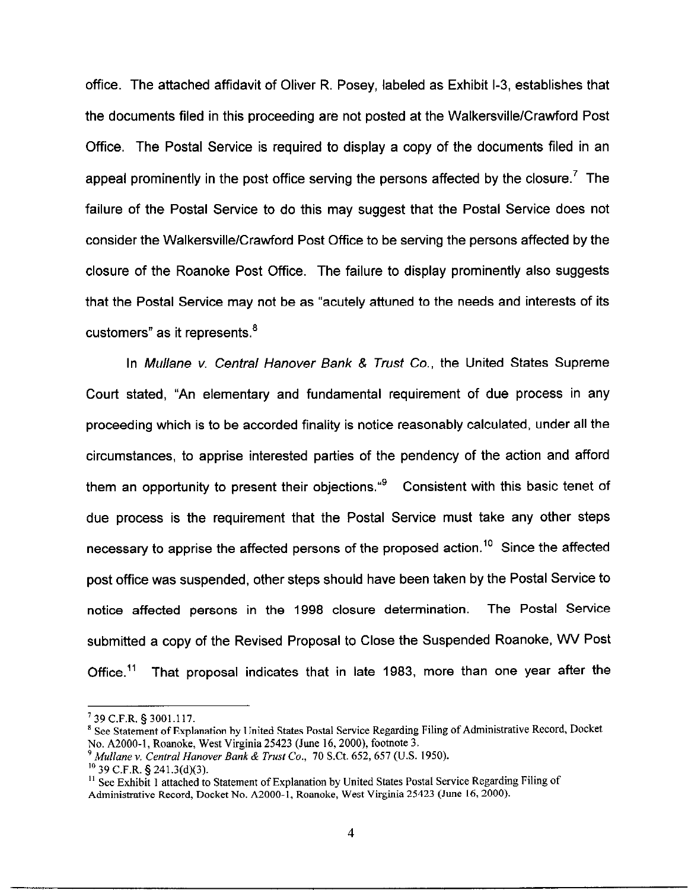office. The attached affidavit of Oliver R. Posey, labeled as Exhibit I-3, establishes that the documents filed in this proceeding are not posted at the Walkersville/Crawford Post Office. The Postal Service is required to display a copy of the documents filed in an appeal prominently in the post office serving the persons affected by the closure.[7] The failure of the Postal Service to do this may suggest that the Postal Service does not consider the Walkersville/Crawford Post Office to be serving the persons affected by the closure of the Roanoke Post Office. The failure to display prominently also suggests that the Postal Service may not be as "acutely attuned to the needs and interests of its customers" as it represents.[8]

In *Mullane v. Central Hanover Bank & Trust Co.*, the United States Supreme Court stated, "An elementary and fundamental requirement of due process in any proceeding which is to be accorded finality is notice reasonably calculated, under all the circumstances, to apprise interested parties of the pendency of the action and afford them an opportunity to present their objections."[9] Consistent with this basic tenet of due process is the requirement that the Postal Service must take any other steps necessary to apprise the affected persons of the proposed action.[10] Since the affected post office was suspended, other steps should have been taken by the Postal Service to notice affected persons in the 1998 closure determination. The Postal Service submitted a copy of the Revised Proposal to Close the Suspended Roanoke, WV Post Office.[11] That proposal indicates that in late 1983, more than one year after the

---

[7] 39 C.F.R. § 3001.117.

[8] See Statement of Explanation by United States Postal Service Regarding Filing of Administrative Record, Docket No. A2000-1, Roanoke, West Virginia 25423 (June 16, 2000), footnote 3.

[9] *Mullane v. Central Hanover Bank & Trust Co.*, 70 S.Ct. 652, 657 (U.S. 1950).

[10] 39 C.F.R. § 241.3(d)(3).

[11] See Exhibit 1 attached to Statement of Explanation by United States Postal Service Regarding Filing of Administrative Record, Docket No. A2000-1, Roanoke, West Virginia 25423 (June 16, 2000).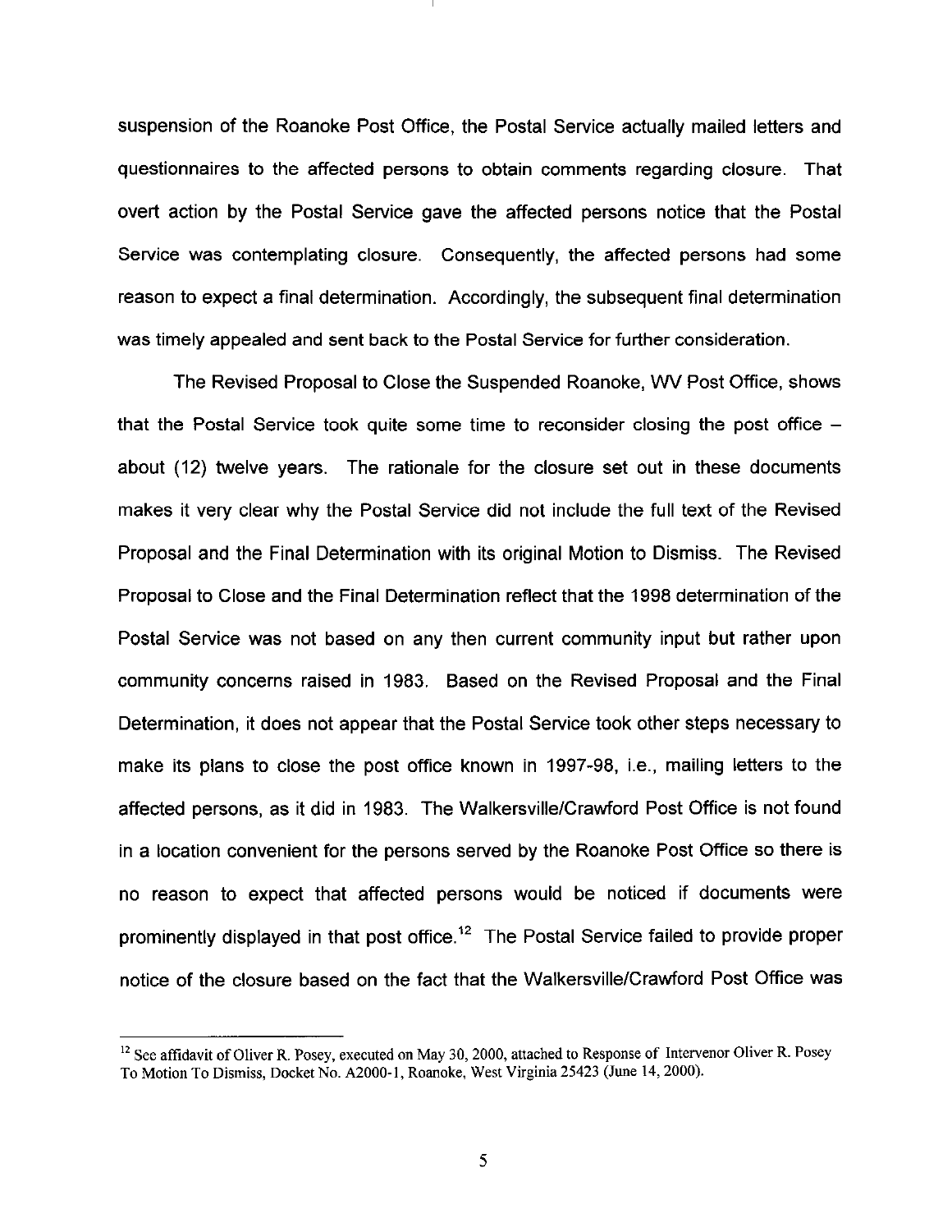suspension of the Roanoke Post Office, the Postal Service actually mailed letters and questionnaires to the affected persons to obtain comments regarding closure. That overt action by the Postal Service gave the affected persons notice that the Postal Service was contemplating closure. Consequently, the affected persons had some reason to expect a final determination. Accordingly, the subsequent final determination was timely appealed and sent back to the Postal Service for further consideration.

The Revised Proposal to Close the Suspended Roanoke, WV Post Office, shows that the Postal Service took quite some time to reconsider closing the post office – about (12) twelve years. The rationale for the closure set out in these documents makes it very clear why the Postal Service did not include the full text of the Revised Proposal and the Final Determination with its original Motion to Dismiss. The Revised Proposal to Close and the Final Determination reflect that the 1998 determination of the Postal Service was not based on any then current community input but rather upon community concerns raised in 1983. Based on the Revised Proposal and the Final Determination, it does not appear that the Postal Service took other steps necessary to make its plans to close the post office known in 1997-98, i.e., mailing letters to the affected persons, as it did in 1983. The Walkersville/Crawford Post Office is not found in a location convenient for the persons served by the Roanoke Post Office so there is no reason to expect that affected persons would be noticed if documents were prominently displayed in that post office.[12] The Postal Service failed to provide proper notice of the closure based on the fact that the Walkersville/Crawford Post Office was

[12] See affidavit of Oliver R. Posey, executed on May 30, 2000, attached to Response of Intervenor Oliver R. Posey To Motion To Dismiss, Docket No. A2000-1, Roanoke, West Virginia 25423 (June 14, 2000).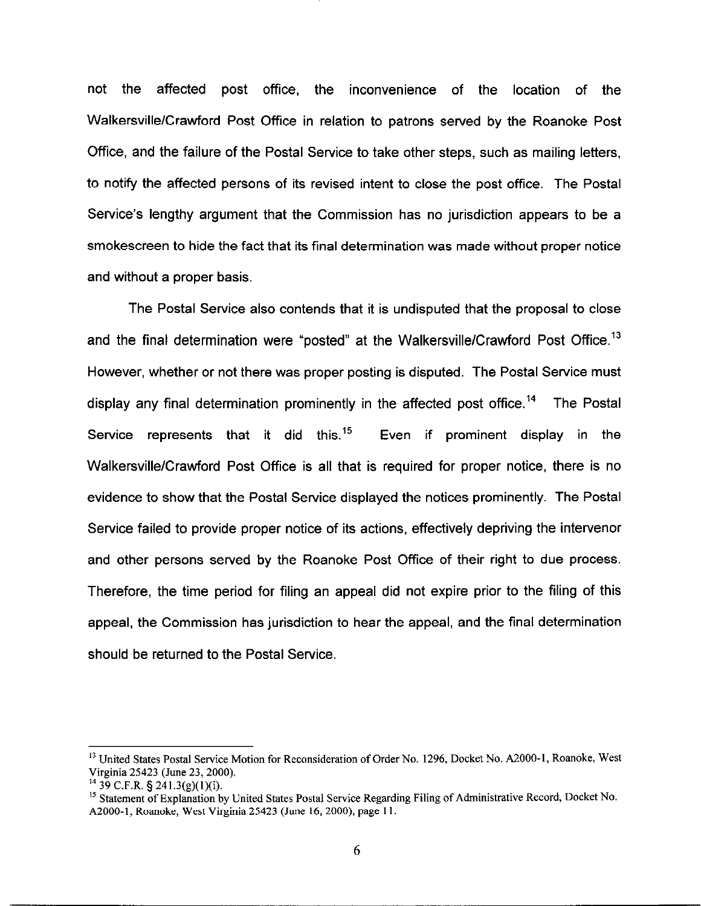not the affected post office, the inconvenience of the location of the Walkersville/Crawford Post Office in relation to patrons served by the Roanoke Post Office, and the failure of the Postal Service to take other steps, such as mailing letters, to notify the affected persons of its revised intent to close the post office. The Postal Service's lengthy argument that the Commission has no jurisdiction appears to be a smokescreen to hide the fact that its final determination was made without proper notice and without a proper basis.

The Postal Service also contends that it is undisputed that the proposal to close and the final determination were "posted" at the Walkersville/Crawford Post Office.[13] However, whether or not there was proper posting is disputed. The Postal Service must display any final determination prominently in the affected post office.[14] The Postal Service represents that it did this.[15] Even if prominent display in the Walkersville/Crawford Post Office is all that is required for proper notice, there is no evidence to show that the Postal Service displayed the notices prominently. The Postal Service failed to provide proper notice of its actions, effectively depriving the intervenor and other persons served by the Roanoke Post Office of their right to due process. Therefore, the time period for filing an appeal did not expire prior to the filing of this appeal, the Commission has jurisdiction to hear the appeal, and the final determination should be returned to the Postal Service.

---

[13] United States Postal Service Motion for Reconsideration of Order No. 1296, Docket No. A2000-1, Roanoke, West Virginia 25423 (June 23, 2000).

[14] 39 C.F.R. § 241.3(g)(1)(i).

[15] Statement of Explanation by United States Postal Service Regarding Filing of Administrative Record, Docket No. A2000-1, Roanoke, West Virginia 25423 (June 16, 2000), page 11.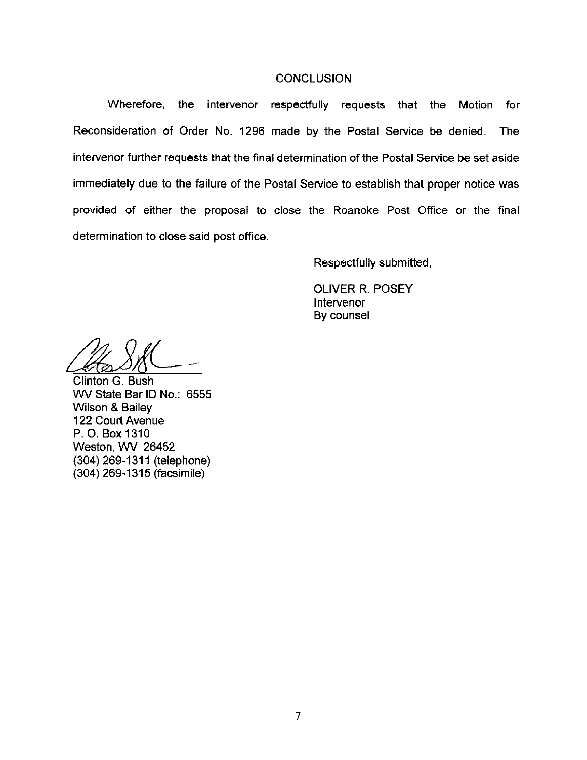## CONCLUSION

Wherefore, the intervenor respectfully requests that the Motion for Reconsideration of Order No. 1296 made by the Postal Service be denied. The intervenor further requests that the final determination of the Postal Service be set aside immediately due to the failure of the Postal Service to establish that proper notice was provided of either the proposal to close the Roanoke Post Office or the final determination to close said post office.

Respectfully submitted,

OLIVER R. POSEY
Intervenor
By counsel

Clinton G. Bush
WV State Bar ID No.: 6555
Wilson & Bailey
122 Court Avenue
P. O. Box 1310
Weston, WV 26452
(304) 269-1311 (telephone)
(304) 269-1315 (facsimile)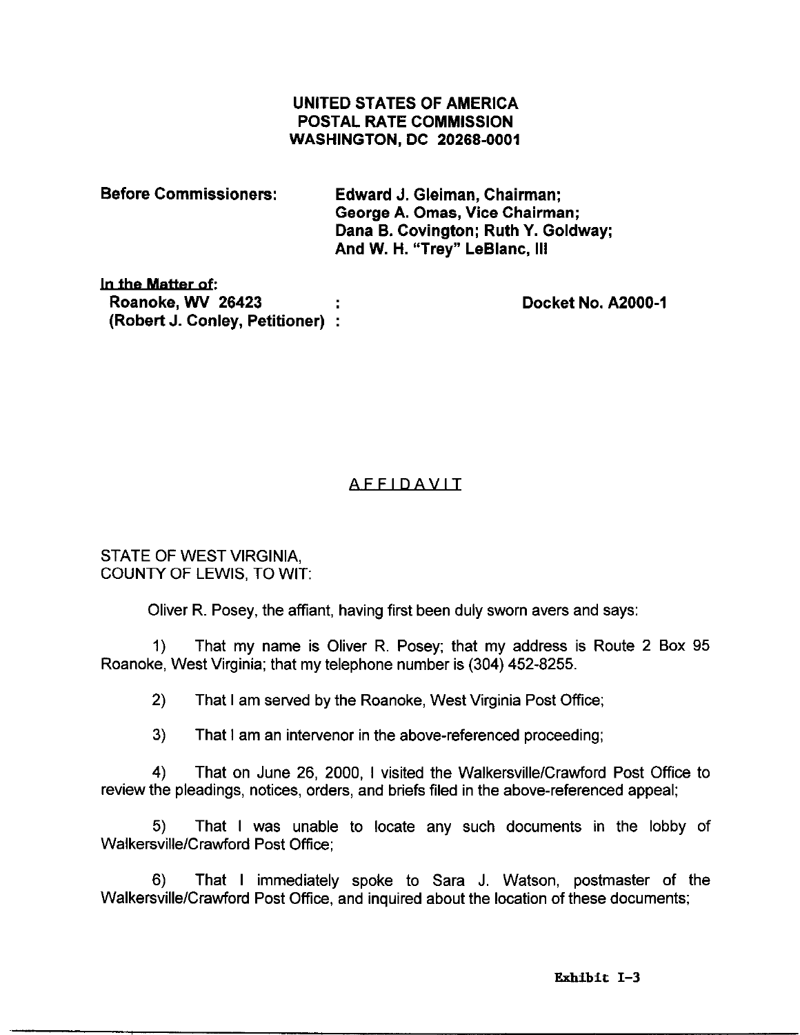**UNITED STATES OF AMERICA**
**POSTAL RATE COMMISSION**
**WASHINGTON, DC 20268-0001**

**Before Commissioners:** **Edward J. Gleiman, Chairman;**
**George A. Omas, Vice Chairman;**
**Dana B. Covington; Ruth Y. Goldway;**
**And W. H. "Trey" LeBlanc, III**

**In the Matter of:**
**Roanoke, WV 26423 :**
**(Robert J. Conley, Petitioner) :**

**Docket No. A2000-1**

## AFFIDAVIT

STATE OF WEST VIRGINIA,
COUNTY OF LEWIS, TO WIT:

Oliver R. Posey, the affiant, having first been duly sworn avers and says:

1) That my name is Oliver R. Posey; that my address is Route 2 Box 95 Roanoke, West Virginia; that my telephone number is (304) 452-8255.

2) That I am served by the Roanoke, West Virginia Post Office;

3) That I am an intervenor in the above-referenced proceeding;

4) That on June 26, 2000, I visited the Walkersville/Crawford Post Office to review the pleadings, notices, orders, and briefs filed in the above-referenced appeal;

5) That I was unable to locate any such documents in the lobby of Walkersville/Crawford Post Office;

6) That I immediately spoke to Sara J. Watson, postmaster of the Walkersville/Crawford Post Office, and inquired about the location of these documents;

**Exhibit I-3**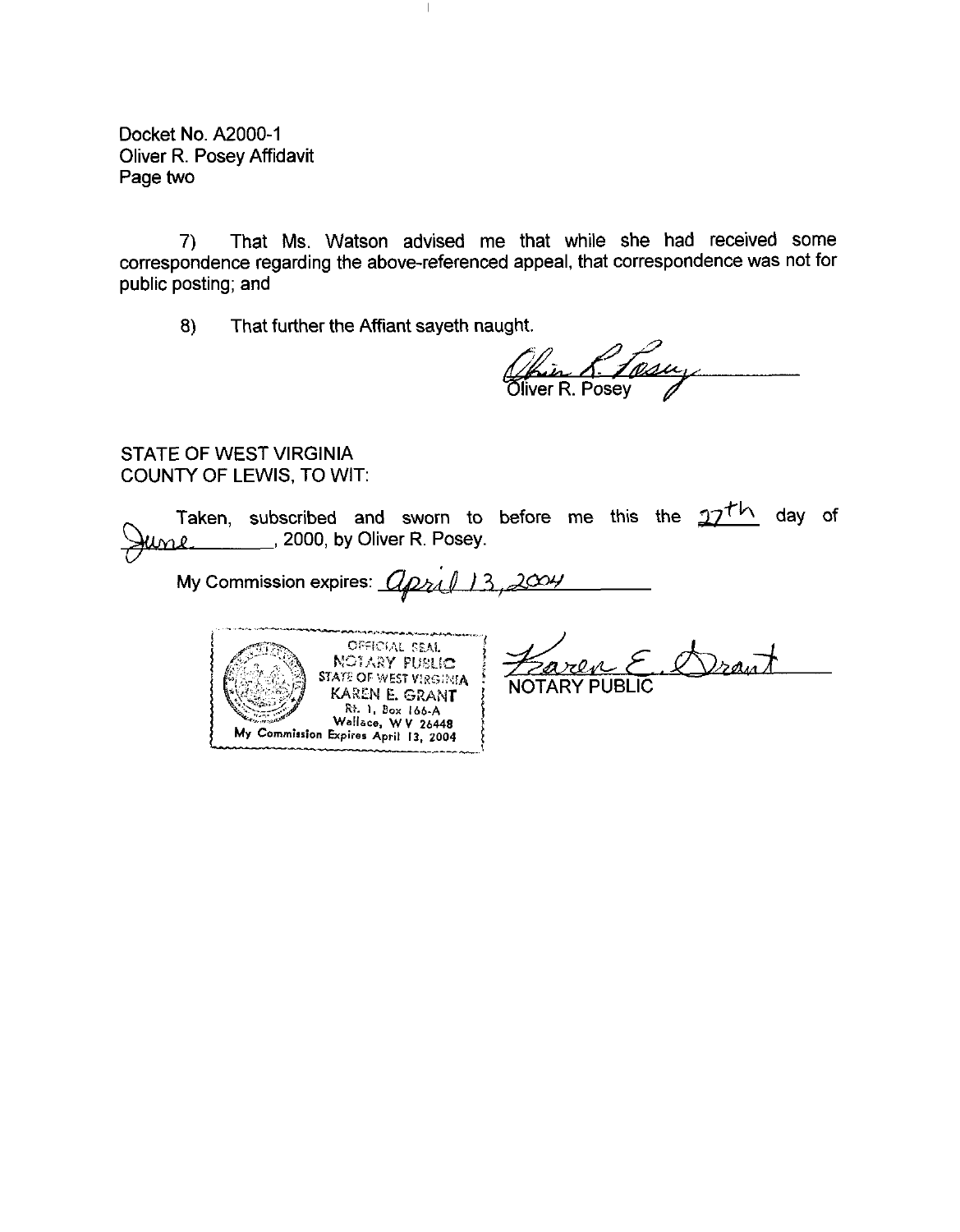Docket No. A2000-1
Oliver R. Posey Affidavit
Page two

7) That Ms. Watson advised me that while she had received some correspondence regarding the above-referenced appeal, that correspondence was not for public posting; and

8) That further the Affiant sayeth naught.

Oliver R. Posey

STATE OF WEST VIRGINIA
COUNTY OF LEWIS, TO WIT:

Taken, subscribed and sworn to before me this the 27th day of June, 2000, by Oliver R. Posey.

My Commission expires: April 13, 2004

OFFICIAL SEAL
NOTARY PUBLIC
STATE OF WEST VIRGINIA
KAREN E. GRANT
Rt. 1, Box 166-A
Wallace, WV 26448
My Commission Expires April 13, 2004

Karen E. Grant
NOTARY PUBLIC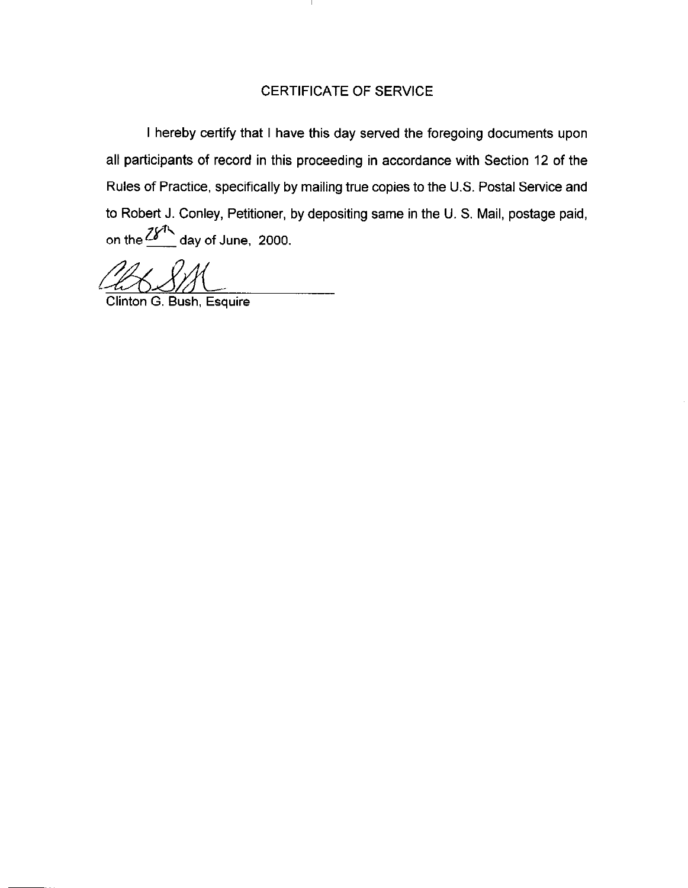## CERTIFICATE OF SERVICE

I hereby certify that I have this day served the foregoing documents upon all participants of record in this proceeding in accordance with Section 12 of the Rules of Practice, specifically by mailing true copies to the U.S. Postal Service and to Robert J. Conley, Petitioner, by depositing same in the U. S. Mail, postage paid, on the 28th day of June, 2000.

Clinton G. Bush, Esquire